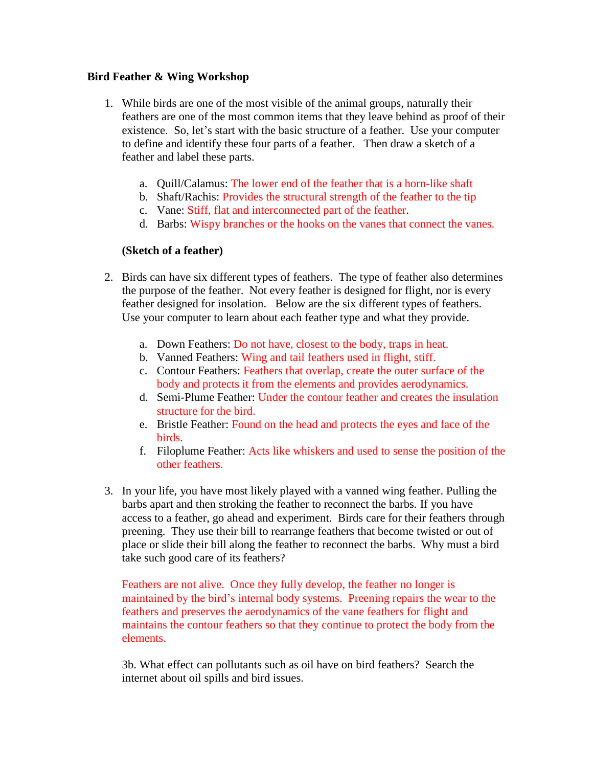**Bird Feather & Wing Workshop**

1. While birds are one of the most visible of the animal groups, naturally their feathers are one of the most common items that they leave behind as proof of their existence. So, let's start with the basic structure of a feather. Use your computer to define and identify these four parts of a feather. Then draw a sketch of a feather and label these parts.

   a. Quill/Calamus: The lower end of the feather that is a horn-like shaft
   b. Shaft/Rachis: Provides the structural strength of the feather to the tip
   c. Vane: Stiff, flat and interconnected part of the feather.
   d. Barbs: Wispy branches or the hooks on the vanes that connect the vanes.

   **(Sketch of a feather)**

2. Birds can have six different types of feathers. The type of feather also determines the purpose of the feather. Not every feather is designed for flight, nor is every feather designed for insolation. Below are the six different types of feathers. Use your computer to learn about each feather type and what they provide.

   a. Down Feathers: Do not have, closest to the body, traps in heat.
   b. Vanned Feathers: Wing and tail feathers used in flight, stiff.
   c. Contour Feathers: Feathers that overlap, create the outer surface of the body and protects it from the elements and provides aerodynamics.
   d. Semi-Plume Feather: Under the contour feather and creates the insulation structure for the bird.
   e. Bristle Feather: Found on the head and protects the eyes and face of the birds.
   f. Filoplume Feather: Acts like whiskers and used to sense the position of the other feathers.

3. In your life, you have most likely played with a vanned wing feather. Pulling the barbs apart and then stroking the feather to reconnect the barbs. If you have access to a feather, go ahead and experiment. Birds care for their feathers through preening. They use their bill to rearrange feathers that become twisted or out of place or slide their bill along the feather to reconnect the barbs. Why must a bird take such good care of its feathers?

   Feathers are not alive. Once they fully develop, the feather no longer is maintained by the bird's internal body systems. Preening repairs the wear to the feathers and preserves the aerodynamics of the vane feathers for flight and maintains the contour feathers so that they continue to protect the body from the elements.

   3b. What effect can pollutants such as oil have on bird feathers? Search the internet about oil spills and bird issues.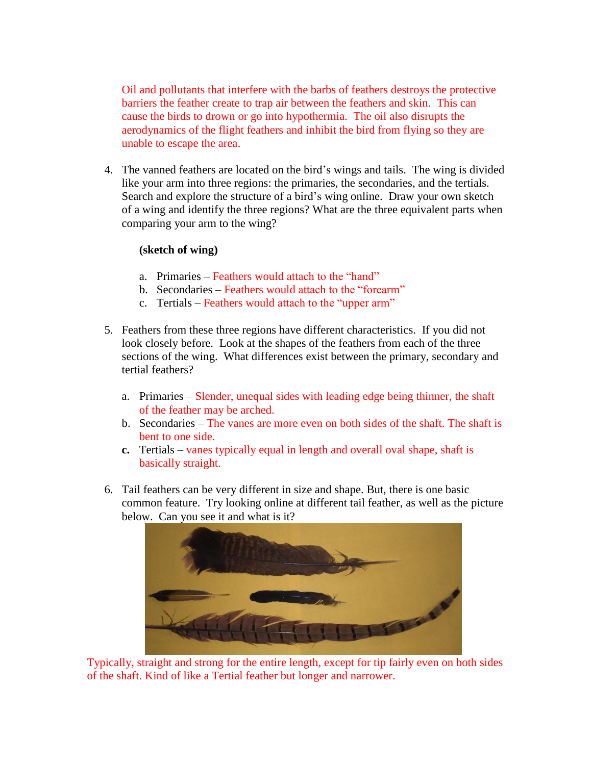Oil and pollutants that interfere with the barbs of feathers destroys the protective barriers the feather create to trap air between the feathers and skin. This can cause the birds to drown or go into hypothermia. The oil also disrupts the aerodynamics of the flight feathers and inhibit the bird from flying so they are unable to escape the area.

4. The vanned feathers are located on the bird's wings and tails. The wing is divided like your arm into three regions: the primaries, the secondaries, and the tertials. Search and explore the structure of a bird's wing online. Draw your own sketch of a wing and identify the three regions? What are the three equivalent parts when comparing your arm to the wing?

   **(sketch of wing)**

   a. Primaries – Feathers would attach to the "hand"
   b. Secondaries – Feathers would attach to the "forearm"
   c. Tertials – Feathers would attach to the "upper arm"

5. Feathers from these three regions have different characteristics. If you did not look closely before. Look at the shapes of the feathers from each of the three sections of the wing. What differences exist between the primary, secondary and tertial feathers?

   a. Primaries – Slender, unequal sides with leading edge being thinner, the shaft of the feather may be arched.
   b. Secondaries – The vanes are more even on both sides of the shaft. The shaft is bent to one side.
   c. Tertials – vanes typically equal in length and overall oval shape, shaft is basically straight.

6. Tail feathers can be very different in size and shape. But, there is one basic common feature. Try looking online at different tail feather, as well as the picture below. Can you see it and what is it?

Typically, straight and strong for the entire length, except for tip fairly even on both sides of the shaft. Kind of like a Tertial feather but longer and narrower.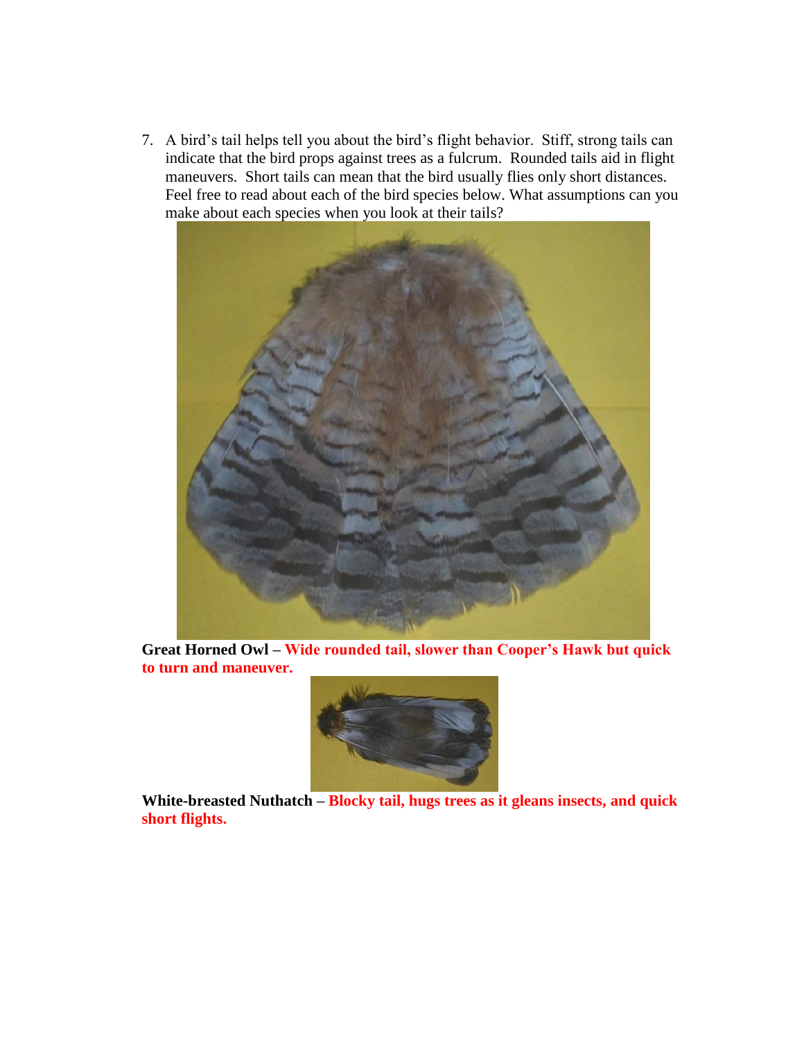7. A bird's tail helps tell you about the bird's flight behavior. Stiff, strong tails can indicate that the bird props against trees as a fulcrum. Rounded tails aid in flight maneuvers. Short tails can mean that the bird usually flies only short distances. Feel free to read about each of the bird species below. What assumptions can you make about each species when you look at their tails?

**Great Horned Owl** – **Wide rounded tail, slower than Cooper's Hawk but quick to turn and maneuver.**

**White-breasted Nuthatch** – **Blocky tail, hugs trees as it gleans insects, and quick short flights.**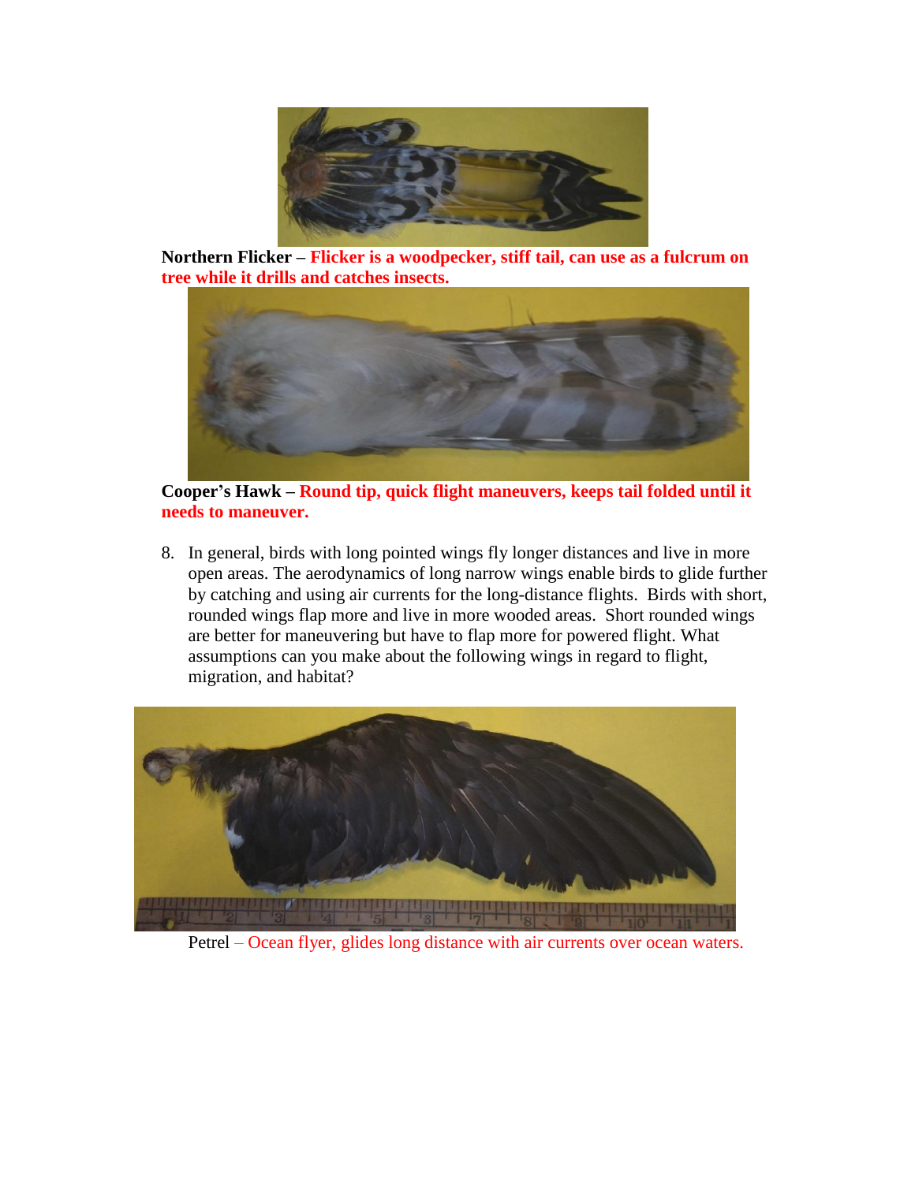**Northern Flicker – Flicker is a woodpecker, stiff tail, can use as a fulcrum on tree while it drills and catches insects.**

**Cooper's Hawk – Round tip, quick flight maneuvers, keeps tail folded until it needs to maneuver.**

8. In general, birds with long pointed wings fly longer distances and live in more open areas. The aerodynamics of long narrow wings enable birds to glide further by catching and using air currents for the long-distance flights. Birds with short, rounded wings flap more and live in more wooded areas. Short rounded wings are better for maneuvering but have to flap more for powered flight. What assumptions can you make about the following wings in regard to flight, migration, and habitat?

Petrel – Ocean flyer, glides long distance with air currents over ocean waters.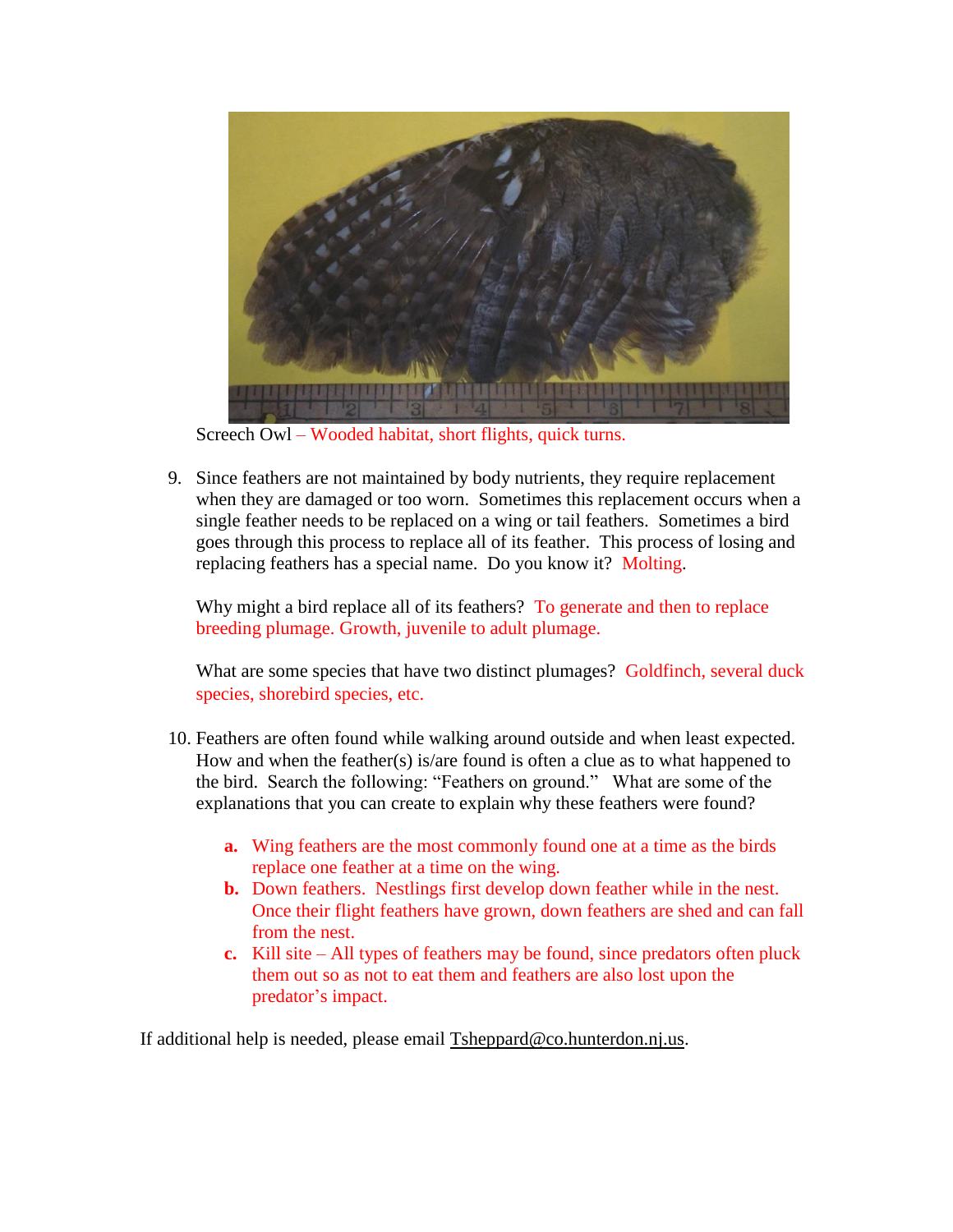Screech Owl – Wooded habitat, short flights, quick turns.

9. Since feathers are not maintained by body nutrients, they require replacement when they are damaged or too worn. Sometimes this replacement occurs when a single feather needs to be replaced on a wing or tail feathers. Sometimes a bird goes through this process to replace all of its feather. This process of losing and replacing feathers has a special name. Do you know it? Molting.

   Why might a bird replace all of its feathers? To generate and then to replace breeding plumage. Growth, juvenile to adult plumage.

   What are some species that have two distinct plumages? Goldfinch, several duck species, shorebird species, etc.

10. Feathers are often found while walking around outside and when least expected. How and when the feather(s) is/are found is often a clue as to what happened to the bird. Search the following: "Feathers on ground." What are some of the explanations that you can create to explain why these feathers were found?

    **a.** Wing feathers are the most commonly found one at a time as the birds replace one feather at a time on the wing.

    **b.** Down feathers. Nestlings first develop down feather while in the nest. Once their flight feathers have grown, down feathers are shed and can fall from the nest.

    **c.** Kill site – All types of feathers may be found, since predators often pluck them out so as not to eat them and feathers are also lost upon the predator's impact.

If additional help is needed, please email Tsheppard@co.hunterdon.nj.us.